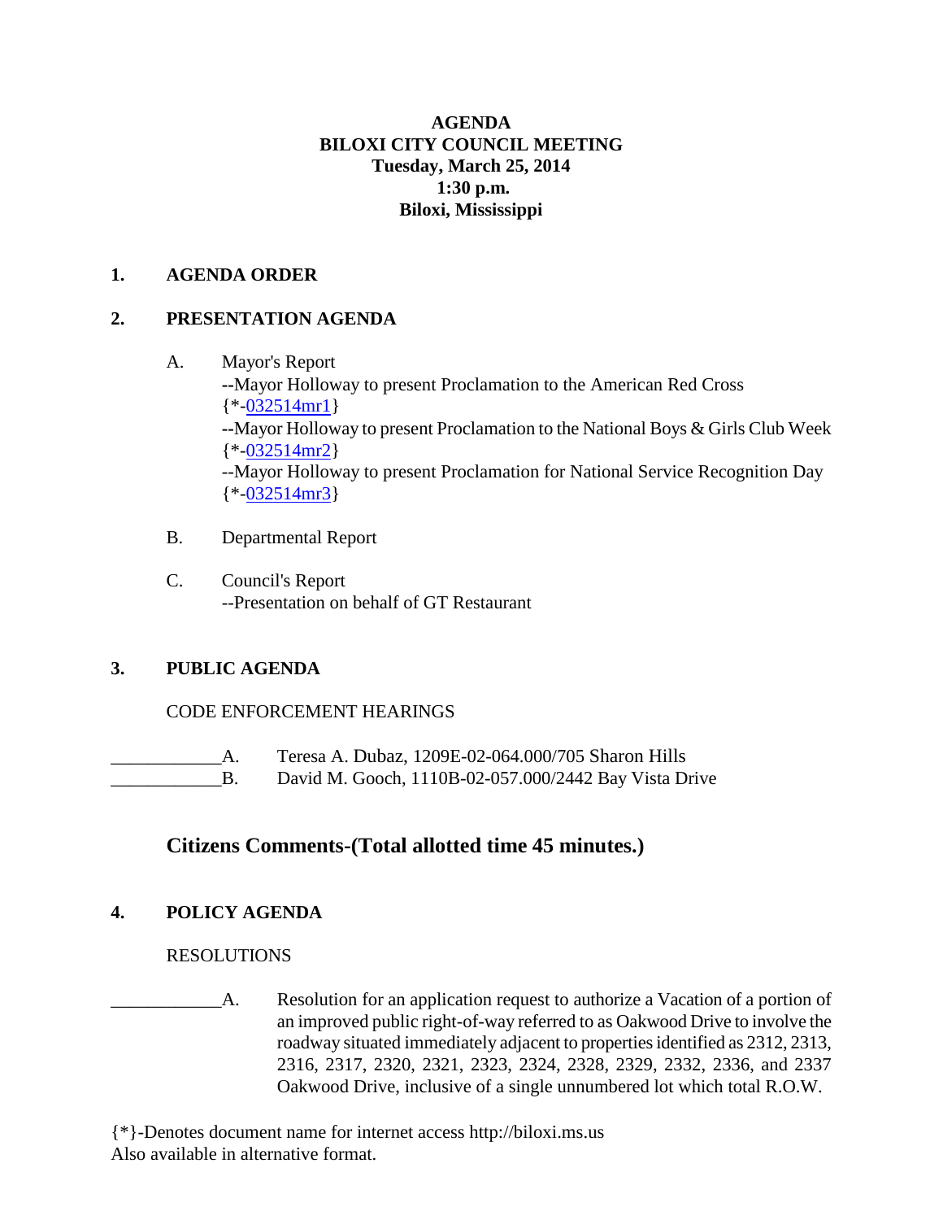**AGENDA**
**BILOXI CITY COUNCIL MEETING**
**Tuesday, March 25, 2014**
**1:30 p.m.**
**Biloxi, Mississippi**

## 1. AGENDA ORDER

## 2. PRESENTATION AGENDA

A. Mayor's Report
--Mayor Holloway to present Proclamation to the American Red Cross
{*-032514mr1}
--Mayor Holloway to present Proclamation to the National Boys & Girls Club Week
{*-032514mr2}
--Mayor Holloway to present Proclamation for National Service Recognition Day
{*-032514mr3}

B. Departmental Report

C. Council's Report
--Presentation on behalf of GT Restaurant

## 3. PUBLIC AGENDA

CODE ENFORCEMENT HEARINGS

____________A. Teresa A. Dubaz, 1209E-02-064.000/705 Sharon Hills
____________B. David M. Gooch, 1110B-02-057.000/2442 Bay Vista Drive

## Citizens Comments-(Total allotted time 45 minutes.)

## 4. POLICY AGENDA

RESOLUTIONS

____________A. Resolution for an application request to authorize a Vacation of a portion of an improved public right-of-way referred to as Oakwood Drive to involve the roadway situated immediately adjacent to properties identified as 2312, 2313, 2316, 2317, 2320, 2321, 2323, 2324, 2328, 2329, 2332, 2336, and 2337 Oakwood Drive, inclusive of a single unnumbered lot which total R.O.W.

{*}-Denotes document name for internet access http://biloxi.ms.us
Also available in alternative format.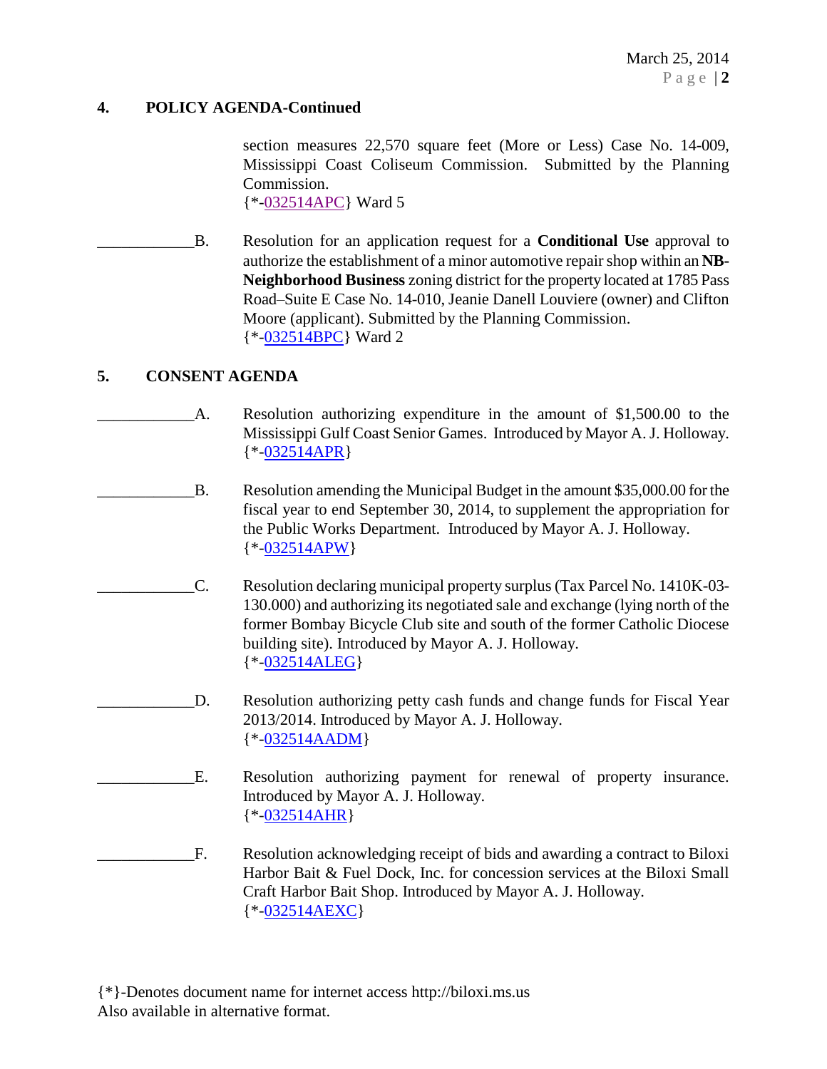## 4. POLICY AGENDA-Continued

section measures 22,570 square feet (More or Less) Case No. 14-009, Mississippi Coast Coliseum Commission. Submitted by the Planning Commission.
{*-032514APC} Ward 5

____________B. Resolution for an application request for a **Conditional Use** approval to authorize the establishment of a minor automotive repair shop within an **NB-Neighborhood Business** zoning district for the property located at 1785 Pass Road–Suite E Case No. 14-010, Jeanie Danell Louviere (owner) and Clifton Moore (applicant). Submitted by the Planning Commission.
{*-032514BPC} Ward 2

## 5. CONSENT AGENDA

____________A. Resolution authorizing expenditure in the amount of $1,500.00 to the Mississippi Gulf Coast Senior Games. Introduced by Mayor A. J. Holloway.
{*-032514APR}

____________B. Resolution amending the Municipal Budget in the amount $35,000.00 for the fiscal year to end September 30, 2014, to supplement the appropriation for the Public Works Department. Introduced by Mayor A. J. Holloway.
{*-032514APW}

____________C. Resolution declaring municipal property surplus (Tax Parcel No. 1410K-03-130.000) and authorizing its negotiated sale and exchange (lying north of the former Bombay Bicycle Club site and south of the former Catholic Diocese building site). Introduced by Mayor A. J. Holloway.
{*-032514ALEG}

____________D. Resolution authorizing petty cash funds and change funds for Fiscal Year 2013/2014. Introduced by Mayor A. J. Holloway.
{*-032514AADM}

____________E. Resolution authorizing payment for renewal of property insurance. Introduced by Mayor A. J. Holloway.
{*-032514AHR}

____________F. Resolution acknowledging receipt of bids and awarding a contract to Biloxi Harbor Bait & Fuel Dock, Inc. for concession services at the Biloxi Small Craft Harbor Bait Shop. Introduced by Mayor A. J. Holloway.
{*-032514AEXC}

{*}-Denotes document name for internet access http://biloxi.ms.us
Also available in alternative format.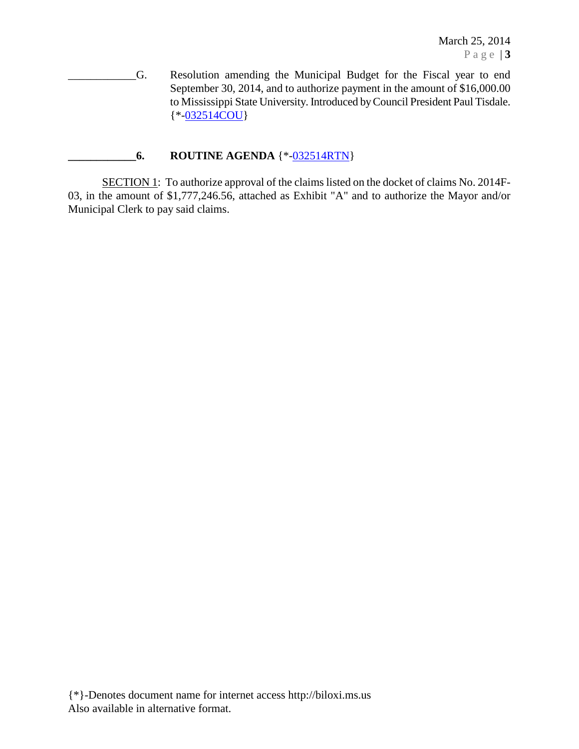\_\_\_\_\_\_\_\_\_\_\_\_G. Resolution amending the Municipal Budget for the Fiscal year to end September 30, 2014, and to authorize payment in the amount of $16,000.00 to Mississippi State University. Introduced by Council President Paul Tisdale. {*-032514COU}

\_\_\_\_\_\_\_\_\_\_\_\_**6. ROUTINE AGENDA** {*-032514RTN}

SECTION 1: To authorize approval of the claims listed on the docket of claims No. 2014F-03, in the amount of $1,777,246.56, attached as Exhibit "A" and to authorize the Mayor and/or Municipal Clerk to pay said claims.

{*}-Denotes document name for internet access http://biloxi.ms.us
Also available in alternative format.